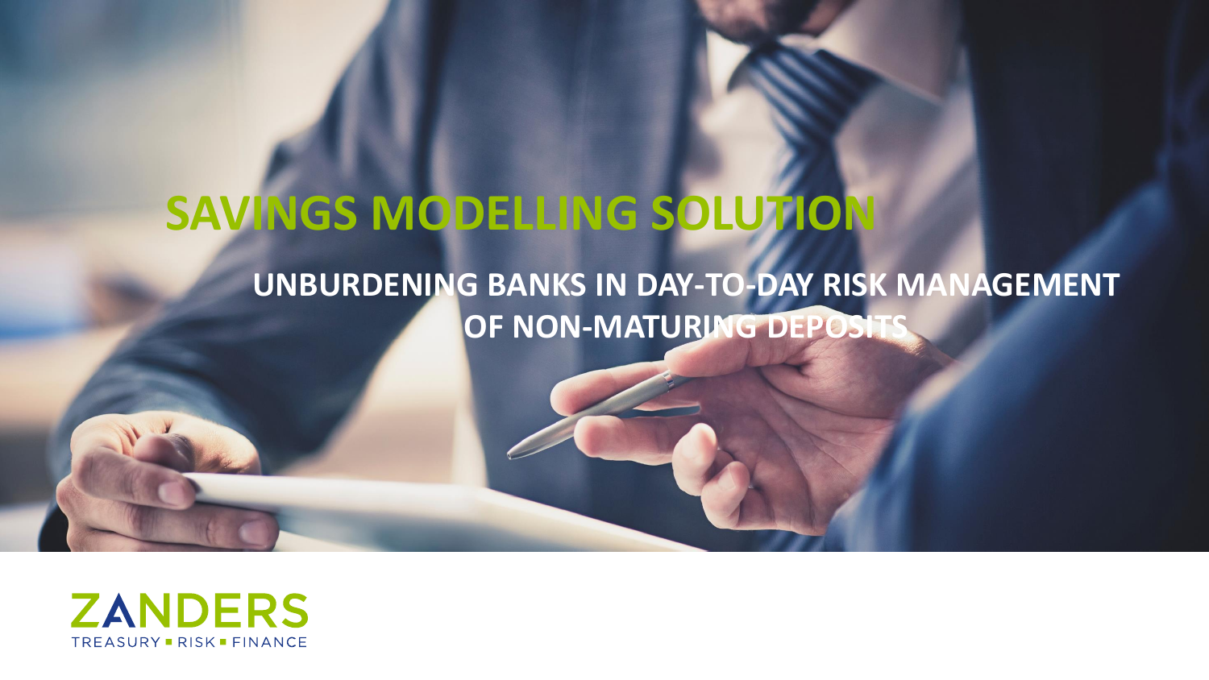# SAVINGS MODELLING SOLUTION

## UNBURDENING BANKS IN DAY-TO-DAY RISK MANAGEMENT OF NON-MATURING DEPOSITS

ZANDERS

TREASURY ▪ RISK ▪ FINANCE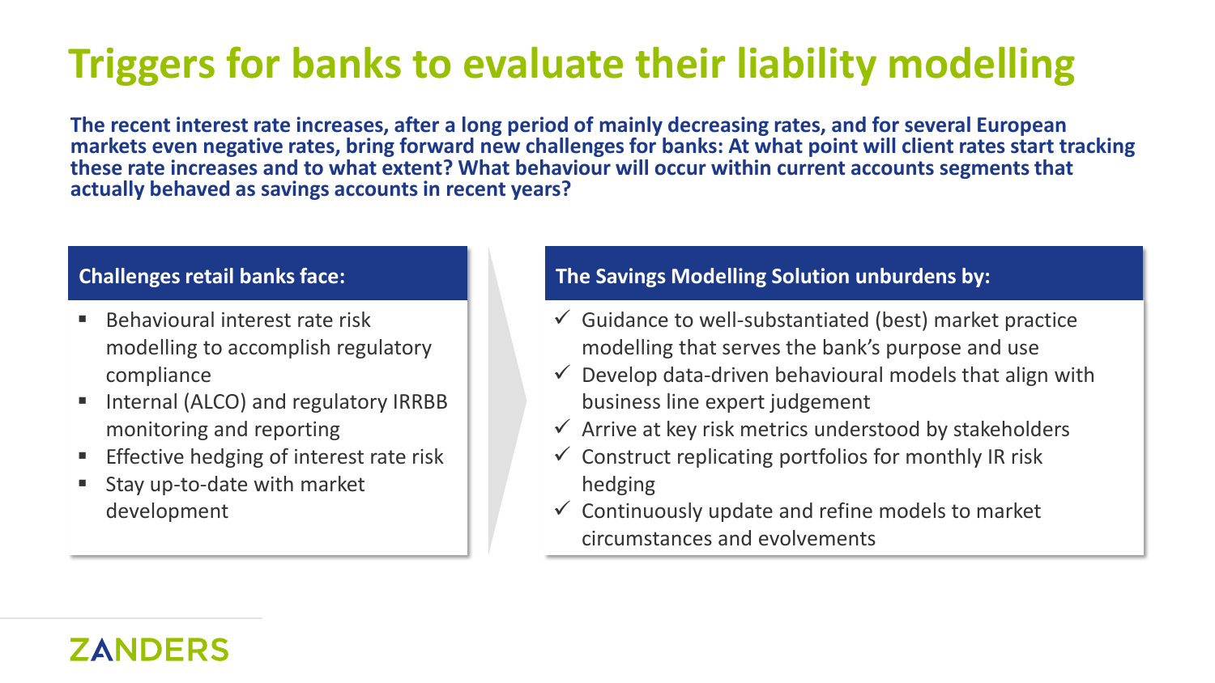# Triggers for banks to evaluate their liability modelling

**The recent interest rate increases, after a long period of mainly decreasing rates, and for several European markets even negative rates, bring forward new challenges for banks: At what point will client rates start tracking these rate increases and to what extent? What behaviour will occur within current accounts segments that actually behaved as savings accounts in recent years?**

## Challenges retail banks face:

- Behavioural interest rate risk modelling to accomplish regulatory compliance
- Internal (ALCO) and regulatory IRRBB monitoring and reporting
- Effective hedging of interest rate risk
- Stay up-to-date with market development

## The Savings Modelling Solution unburdens by:

- ✓ Guidance to well-substantiated (best) market practice modelling that serves the bank's purpose and use
- ✓ Develop data-driven behavioural models that align with business line expert judgement
- ✓ Arrive at key risk metrics understood by stakeholders
- ✓ Construct replicating portfolios for monthly IR risk hedging
- ✓ Continuously update and refine models to market circumstances and evolvements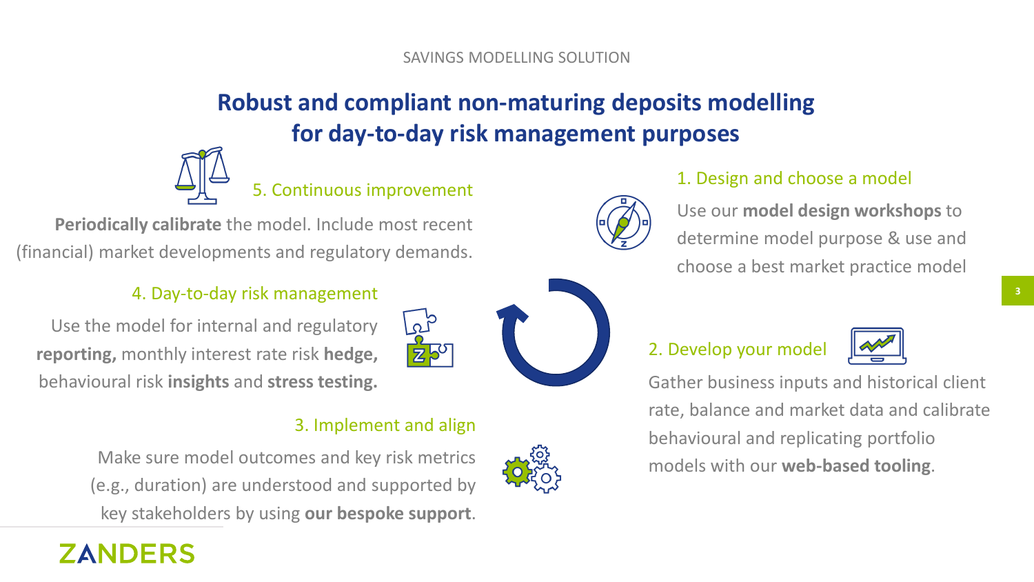SAVINGS MODELLING SOLUTION

# Robust and compliant non-maturing deposits modelling for day-to-day risk management purposes

### 1. Design and choose a model

Use our **model design workshops** to determine model purpose & use and choose a best market practice model

### 2. Develop your model

Gather business inputs and historical client rate, balance and market data and calibrate behavioural and replicating portfolio models with our **web-based tooling**.

### 3. Implement and align

Make sure model outcomes and key risk metrics (e.g., duration) are understood and supported by key stakeholders by using **our bespoke support**.

### 4. Day-to-day risk management

Use the model for internal and regulatory **reporting,** monthly interest rate risk **hedge,** behavioural risk **insights** and **stress testing.**

### 5. Continuous improvement

**Periodically calibrate** the model. Include most recent (financial) market developments and regulatory demands.

ZANDERS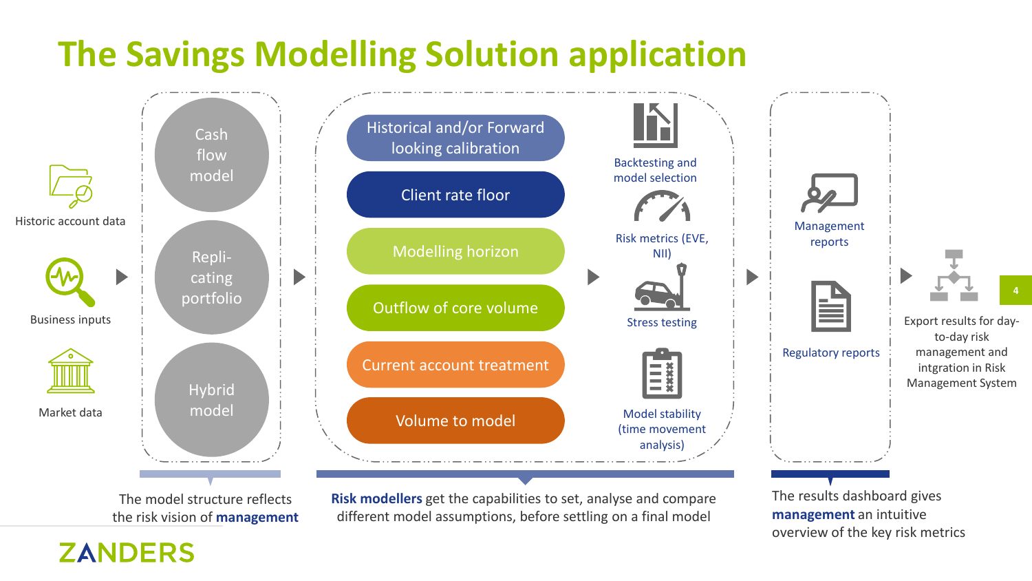# The Savings Modelling Solution application

Historic account data

Business inputs

Market data

- Cash flow model
- Repli-cating portfolio
- Hybrid model

The model structure reflects the risk vision of **management**

- Historical and/or Forward looking calibration
- Client rate floor
- Modelling horizon
- Outflow of core volume
- Current account treatment
- Volume to model

Backtesting and model selection

Risk metrics (EVE, NII)

Stress testing

Model stability (time movement analysis)

**Risk modellers** get the capabilities to set, analyse and compare different model assumptions, before settling on a final model

Management reports

Regulatory reports

The results dashboard gives **management** an intuitive overview of the key risk metrics

Export results for day-to-day risk management and intgration in Risk Management System

ZANDERS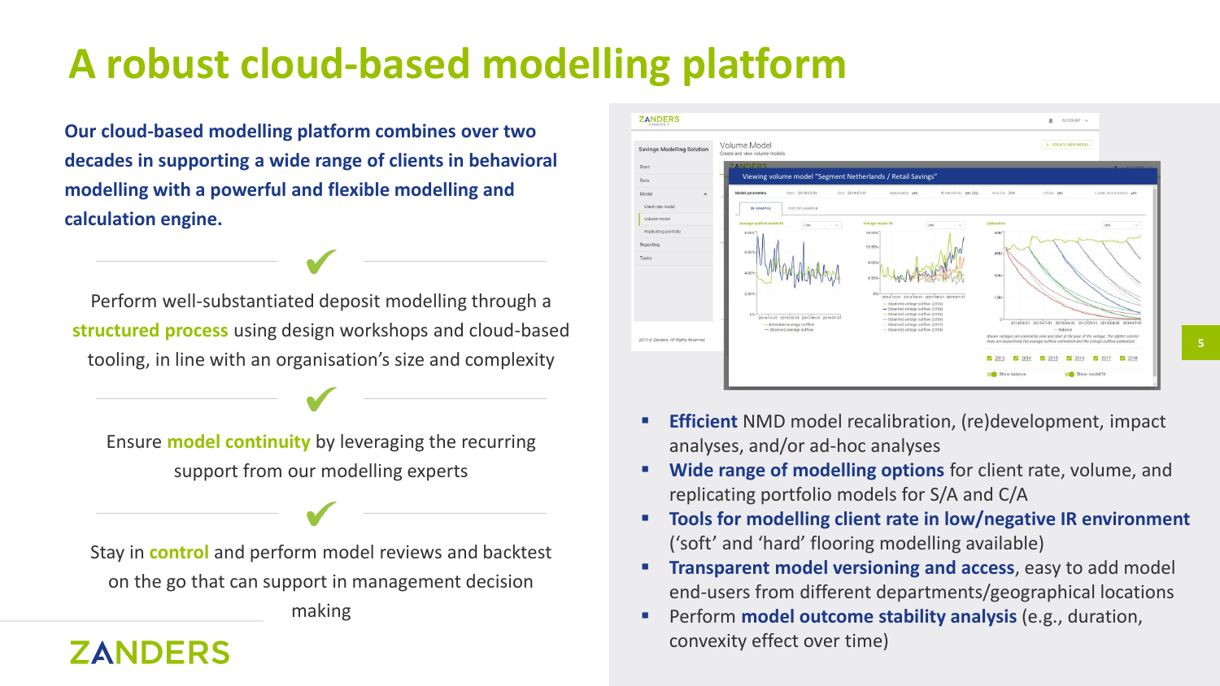# A robust cloud-based modelling platform

**Our cloud-based modelling platform combines over two decades in supporting a wide range of clients in behavioral modelling with a powerful and flexible modelling and calculation engine.**

✔

Perform well-substantiated deposit modelling through a **structured process** using design workshops and cloud-based tooling, in line with an organisation's size and complexity

✔

Ensure **model continuity** by leveraging the recurring support from our modelling experts

✔

Stay in **control** and perform model reviews and backtest on the go that can support in management decision making

- **Efficient** NMD model recalibration, (re)development, impact analyses, and/or ad-hoc analyses
- **Wide range of modelling options** for client rate, volume, and replicating portfolio models for S/A and C/A
- **Tools for modelling client rate in low/negative IR environment** ('soft' and 'hard' flooring modelling available)
- **Transparent model versioning and access**, easy to add model end-users from different departments/geographical locations
- Perform **model outcome stability analysis** (e.g., duration, convexity effect over time)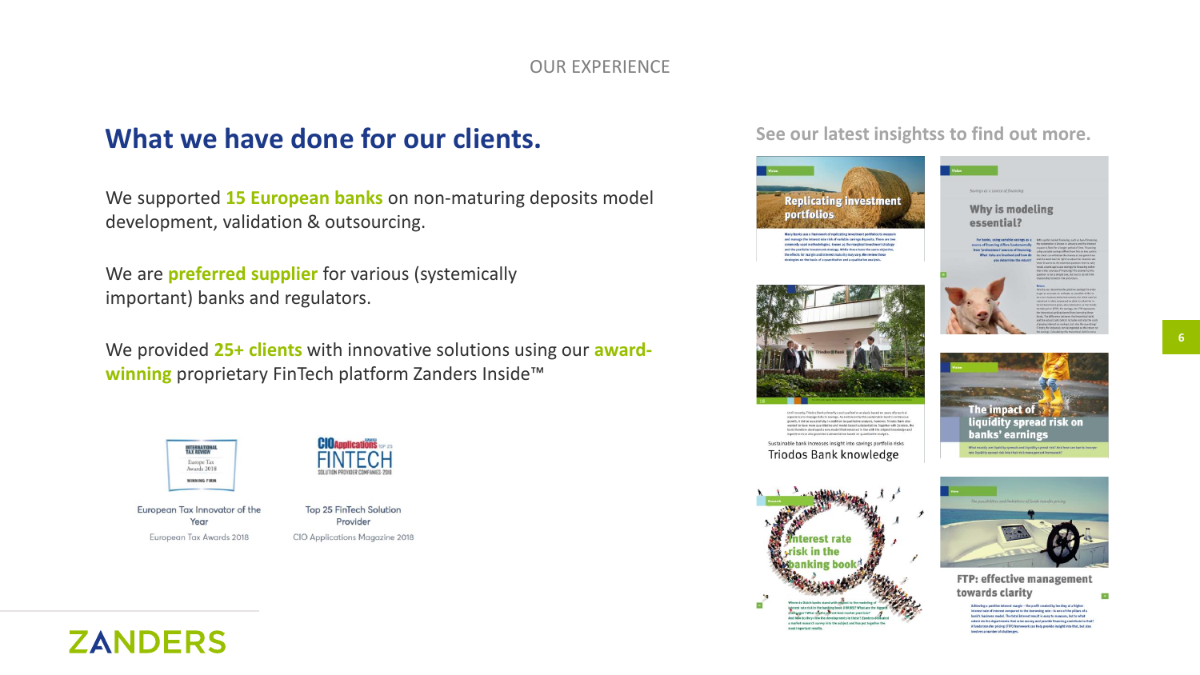OUR EXPERIENCE

## What we have done for our clients.

We supported **15 European banks** on non-maturing deposits model development, validation & outsourcing.

We are **preferred supplier** for various (systemically important) banks and regulators.

We provided **25+ clients** with innovative solutions using our **award-winning** proprietary FinTech platform Zanders Inside™

European Tax Innovator of the Year
European Tax Awards 2018

Top 25 FinTech Solution Provider
CIO Applications Magazine 2018

## See our latest insightss to find out more.

- Replicating investment portfolios
- Why is modeling essential?
- Triodos Bank knowledge
- The impact of liquidity spread risk on banks' earnings
- Interest rate risk in the banking book
- FTP: effective management towards clarity

ZANDERS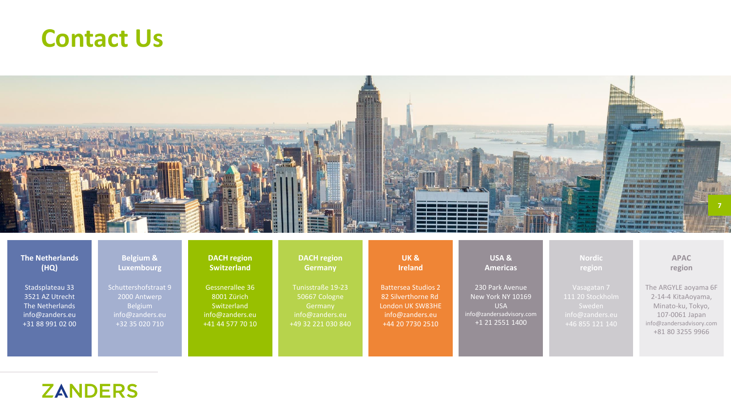# Contact Us

### The Netherlands (HQ)

Stadsplateau 33
3521 AZ Utrecht
The Netherlands
info@zanders.eu
+31 88 991 02 00

### Belgium & Luxembourg

Schuttershofstraat 9
2000 Antwerp
Belgium
info@zanders.eu
+32 35 020 710

### DACH region Switzerland

Gessnerallee 36
8001 Zürich
Switzerland
info@zanders.eu
+41 44 577 70 10

### DACH region Germany

Tunisstraße 19-23
50667 Cologne
Germany
info@zanders.eu
+49 32 221 030 840

### UK & Ireland

Battersea Studios 2
82 Silverthorne Rd
London UK SW83HE
info@zanders.eu
+44 20 7730 2510

### USA & Americas

230 Park Avenue
New York NY 10169
USA
info@zandersadvisory.com
+1 21 2551 1400

### Nordic region

Vasagatan 7
111 20 Stockholm
Sweden
info@zanders.eu
+46 855 121 140

### APAC region

The ARGYLE aoyama 6F
2-14-4 KitaAoyama,
Minato-ku, Tokyo,
107-0061 Japan
info@zandersadvisory.com
+81 80 3255 9966

ZANDERS